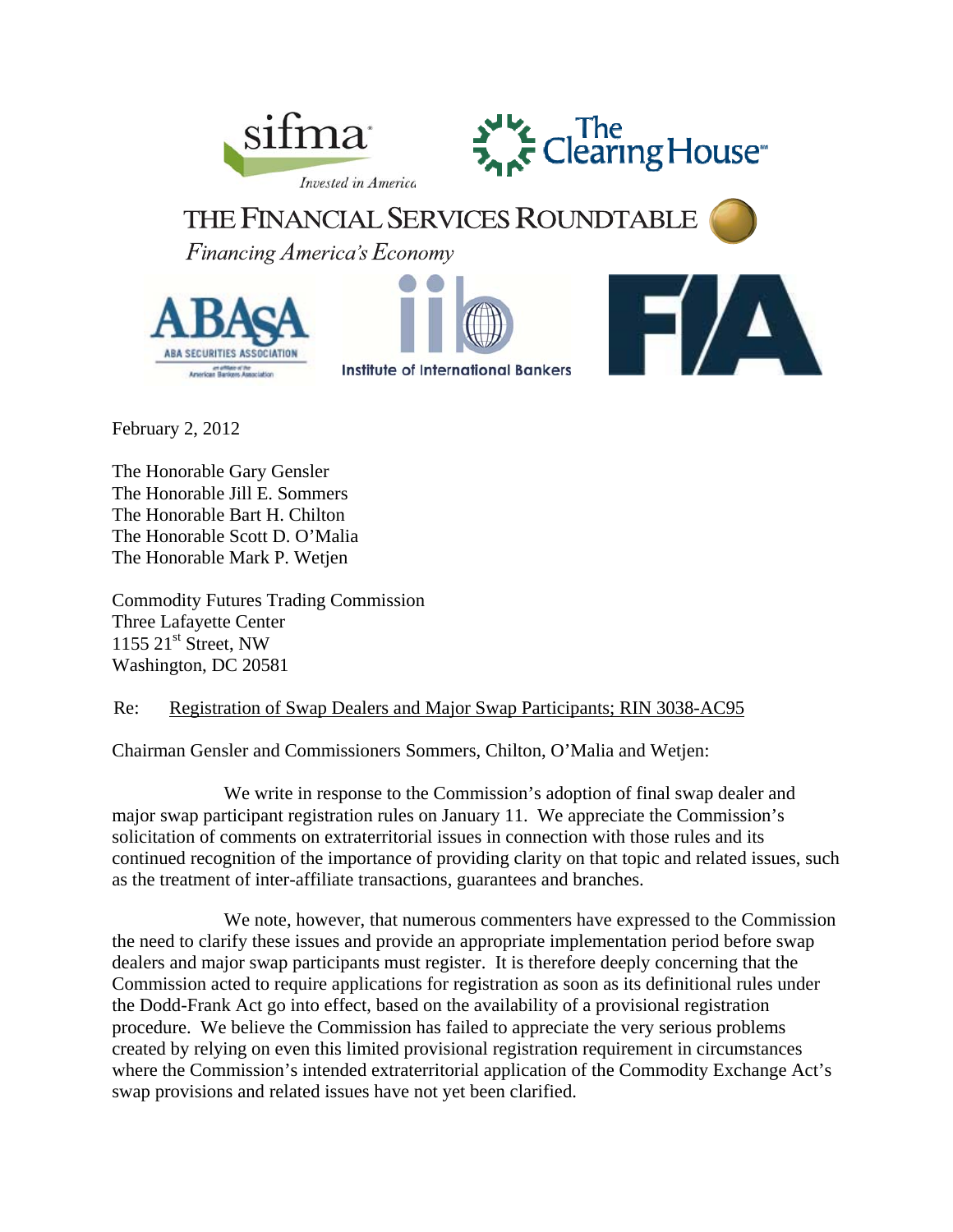sifma
*Invested in America*

The Clearing House

THE FINANCIAL SERVICES ROUNDTABLE
*Financing America's Economy*

ABASA ABA SECURITIES ASSOCIATION

Institute of International Bankers

FIA

February 2, 2012

The Honorable Gary Gensler
The Honorable Jill E. Sommers
The Honorable Bart H. Chilton
The Honorable Scott D. O'Malia
The Honorable Mark P. Wetjen

Commodity Futures Trading Commission
Three Lafayette Center
1155 21st Street, NW
Washington, DC 20581

Re: Registration of Swap Dealers and Major Swap Participants; RIN 3038-AC95

Chairman Gensler and Commissioners Sommers, Chilton, O'Malia and Wetjen:

We write in response to the Commission's adoption of final swap dealer and major swap participant registration rules on January 11. We appreciate the Commission's solicitation of comments on extraterritorial issues in connection with those rules and its continued recognition of the importance of providing clarity on that topic and related issues, such as the treatment of inter-affiliate transactions, guarantees and branches.

We note, however, that numerous commenters have expressed to the Commission the need to clarify these issues and provide an appropriate implementation period before swap dealers and major swap participants must register. It is therefore deeply concerning that the Commission acted to require applications for registration as soon as its definitional rules under the Dodd-Frank Act go into effect, based on the availability of a provisional registration procedure. We believe the Commission has failed to appreciate the very serious problems created by relying on even this limited provisional registration requirement in circumstances where the Commission's intended extraterritorial application of the Commodity Exchange Act's swap provisions and related issues have not yet been clarified.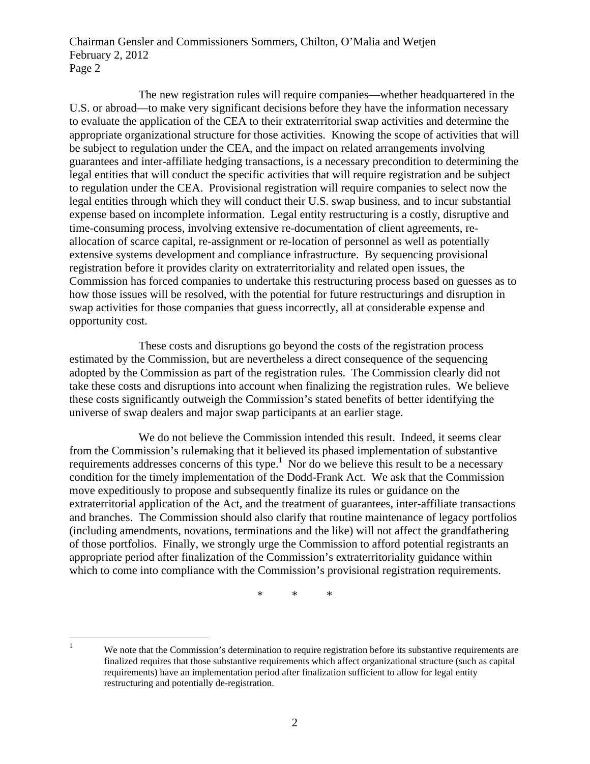The new registration rules will require companies—whether headquartered in the U.S. or abroad—to make very significant decisions before they have the information necessary to evaluate the application of the CEA to their extraterritorial swap activities and determine the appropriate organizational structure for those activities. Knowing the scope of activities that will be subject to regulation under the CEA, and the impact on related arrangements involving guarantees and inter-affiliate hedging transactions, is a necessary precondition to determining the legal entities that will conduct the specific activities that will require registration and be subject to regulation under the CEA. Provisional registration will require companies to select now the legal entities through which they will conduct their U.S. swap business, and to incur substantial expense based on incomplete information. Legal entity restructuring is a costly, disruptive and time-consuming process, involving extensive re-documentation of client agreements, re-allocation of scarce capital, re-assignment or re-location of personnel as well as potentially extensive systems development and compliance infrastructure. By sequencing provisional registration before it provides clarity on extraterritoriality and related open issues, the Commission has forced companies to undertake this restructuring process based on guesses as to how those issues will be resolved, with the potential for future restructurings and disruption in swap activities for those companies that guess incorrectly, all at considerable expense and opportunity cost.

These costs and disruptions go beyond the costs of the registration process estimated by the Commission, but are nevertheless a direct consequence of the sequencing adopted by the Commission as part of the registration rules. The Commission clearly did not take these costs and disruptions into account when finalizing the registration rules. We believe these costs significantly outweigh the Commission's stated benefits of better identifying the universe of swap dealers and major swap participants at an earlier stage.

We do not believe the Commission intended this result. Indeed, it seems clear from the Commission's rulemaking that it believed its phased implementation of substantive requirements addresses concerns of this type.[1] Nor do we believe this result to be a necessary condition for the timely implementation of the Dodd-Frank Act. We ask that the Commission move expeditiously to propose and subsequently finalize its rules or guidance on the extraterritorial application of the Act, and the treatment of guarantees, inter-affiliate transactions and branches. The Commission should also clarify that routine maintenance of legacy portfolios (including amendments, novations, terminations and the like) will not affect the grandfathering of those portfolios. Finally, we strongly urge the Commission to afford potential registrants an appropriate period after finalization of the Commission's extraterritoriality guidance within which to come into compliance with the Commission's provisional registration requirements.

\*  \*  \*

---

[1] We note that the Commission's determination to require registration before its substantive requirements are finalized requires that those substantive requirements which affect organizational structure (such as capital requirements) have an implementation period after finalization sufficient to allow for legal entity restructuring and potentially de-registration.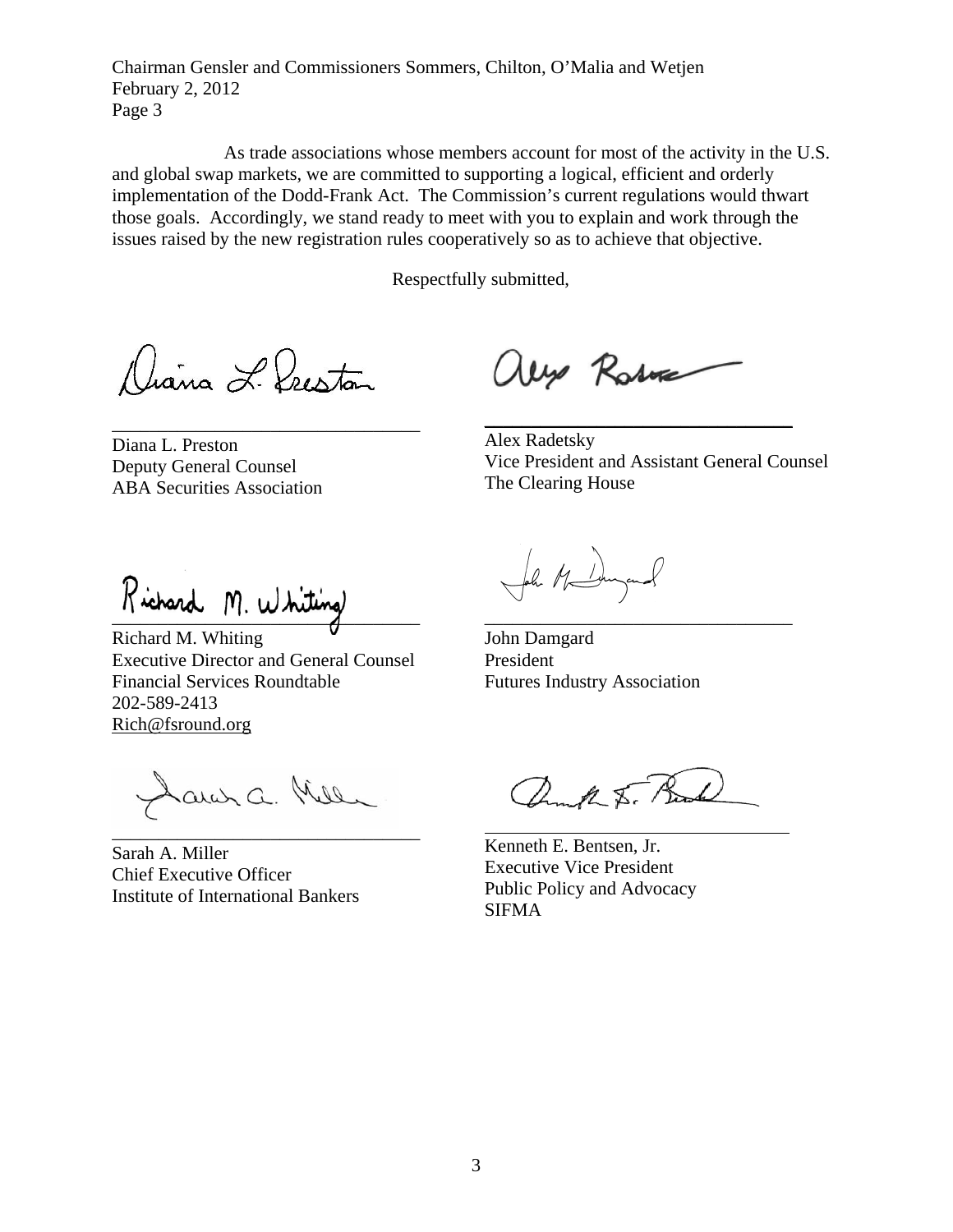Chairman Gensler and Commissioners Sommers, Chilton, O'Malia and Wetjen
February 2, 2012
Page 3

As trade associations whose members account for most of the activity in the U.S. and global swap markets, we are committed to supporting a logical, efficient and orderly implementation of the Dodd-Frank Act. The Commission's current regulations would thwart those goals. Accordingly, we stand ready to meet with you to explain and work through the issues raised by the new registration rules cooperatively so as to achieve that objective.

Respectfully submitted,

Diana L. Preston
Deputy General Counsel
ABA Securities Association

Alex Radetsky
Vice President and Assistant General Counsel
The Clearing House

Richard M. Whiting
Executive Director and General Counsel
Financial Services Roundtable
202-589-2413
Rich@fsround.org

John Damgard
President
Futures Industry Association

Sarah A. Miller
Chief Executive Officer
Institute of International Bankers

Kenneth E. Bentsen, Jr.
Executive Vice President
Public Policy and Advocacy
SIFMA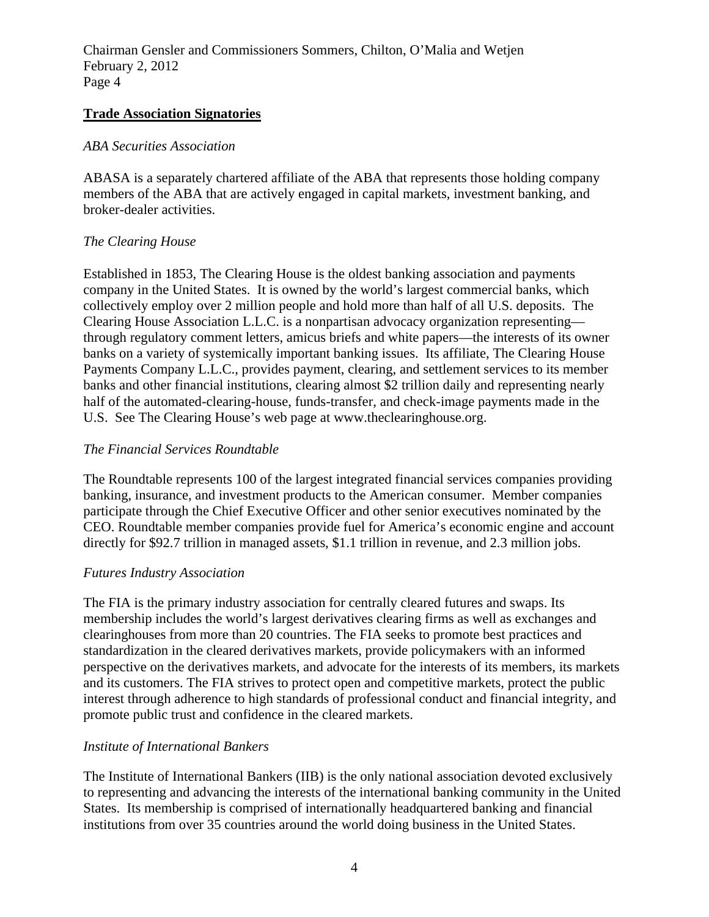**Trade Association Signatories**

*ABA Securities Association*

ABASA is a separately chartered affiliate of the ABA that represents those holding company members of the ABA that are actively engaged in capital markets, investment banking, and broker-dealer activities.

*The Clearing House*

Established in 1853, The Clearing House is the oldest banking association and payments company in the United States. It is owned by the world's largest commercial banks, which collectively employ over 2 million people and hold more than half of all U.S. deposits. The Clearing House Association L.L.C. is a nonpartisan advocacy organization representing—through regulatory comment letters, amicus briefs and white papers—the interests of its owner banks on a variety of systemically important banking issues. Its affiliate, The Clearing House Payments Company L.L.C., provides payment, clearing, and settlement services to its member banks and other financial institutions, clearing almost $2 trillion daily and representing nearly half of the automated-clearing-house, funds-transfer, and check-image payments made in the U.S. See The Clearing House's web page at www.theclearinghouse.org.

*The Financial Services Roundtable*

The Roundtable represents 100 of the largest integrated financial services companies providing banking, insurance, and investment products to the American consumer. Member companies participate through the Chief Executive Officer and other senior executives nominated by the CEO. Roundtable member companies provide fuel for America's economic engine and account directly for $92.7 trillion in managed assets, $1.1 trillion in revenue, and 2.3 million jobs.

*Futures Industry Association*

The FIA is the primary industry association for centrally cleared futures and swaps. Its membership includes the world's largest derivatives clearing firms as well as exchanges and clearinghouses from more than 20 countries. The FIA seeks to promote best practices and standardization in the cleared derivatives markets, provide policymakers with an informed perspective on the derivatives markets, and advocate for the interests of its members, its markets and its customers. The FIA strives to protect open and competitive markets, protect the public interest through adherence to high standards of professional conduct and financial integrity, and promote public trust and confidence in the cleared markets.

*Institute of International Bankers*

The Institute of International Bankers (IIB) is the only national association devoted exclusively to representing and advancing the interests of the international banking community in the United States. Its membership is comprised of internationally headquartered banking and financial institutions from over 35 countries around the world doing business in the United States.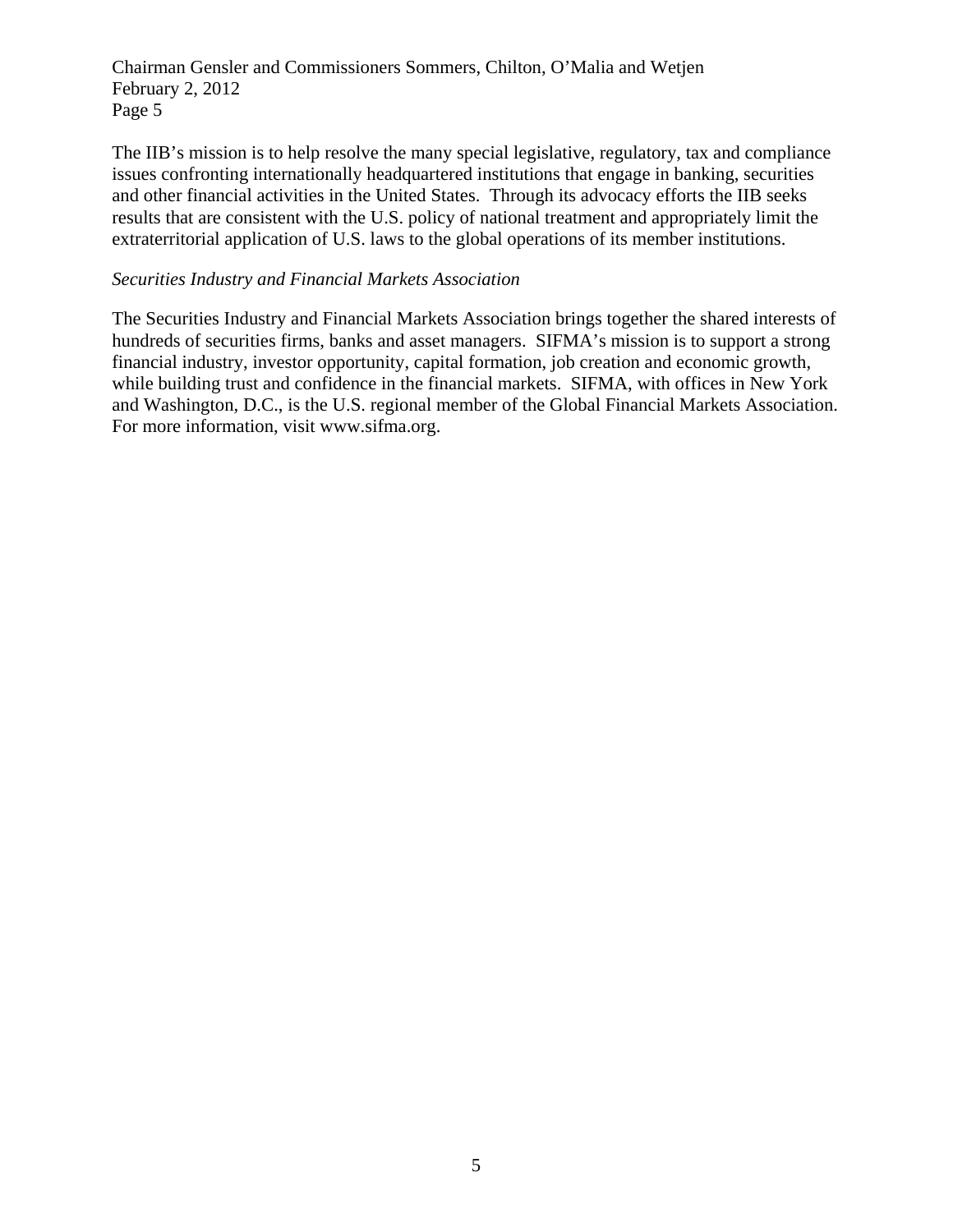The IIB's mission is to help resolve the many special legislative, regulatory, tax and compliance issues confronting internationally headquartered institutions that engage in banking, securities and other financial activities in the United States. Through its advocacy efforts the IIB seeks results that are consistent with the U.S. policy of national treatment and appropriately limit the extraterritorial application of U.S. laws to the global operations of its member institutions.

*Securities Industry and Financial Markets Association*

The Securities Industry and Financial Markets Association brings together the shared interests of hundreds of securities firms, banks and asset managers. SIFMA's mission is to support a strong financial industry, investor opportunity, capital formation, job creation and economic growth, while building trust and confidence in the financial markets. SIFMA, with offices in New York and Washington, D.C., is the U.S. regional member of the Global Financial Markets Association. For more information, visit www.sifma.org.